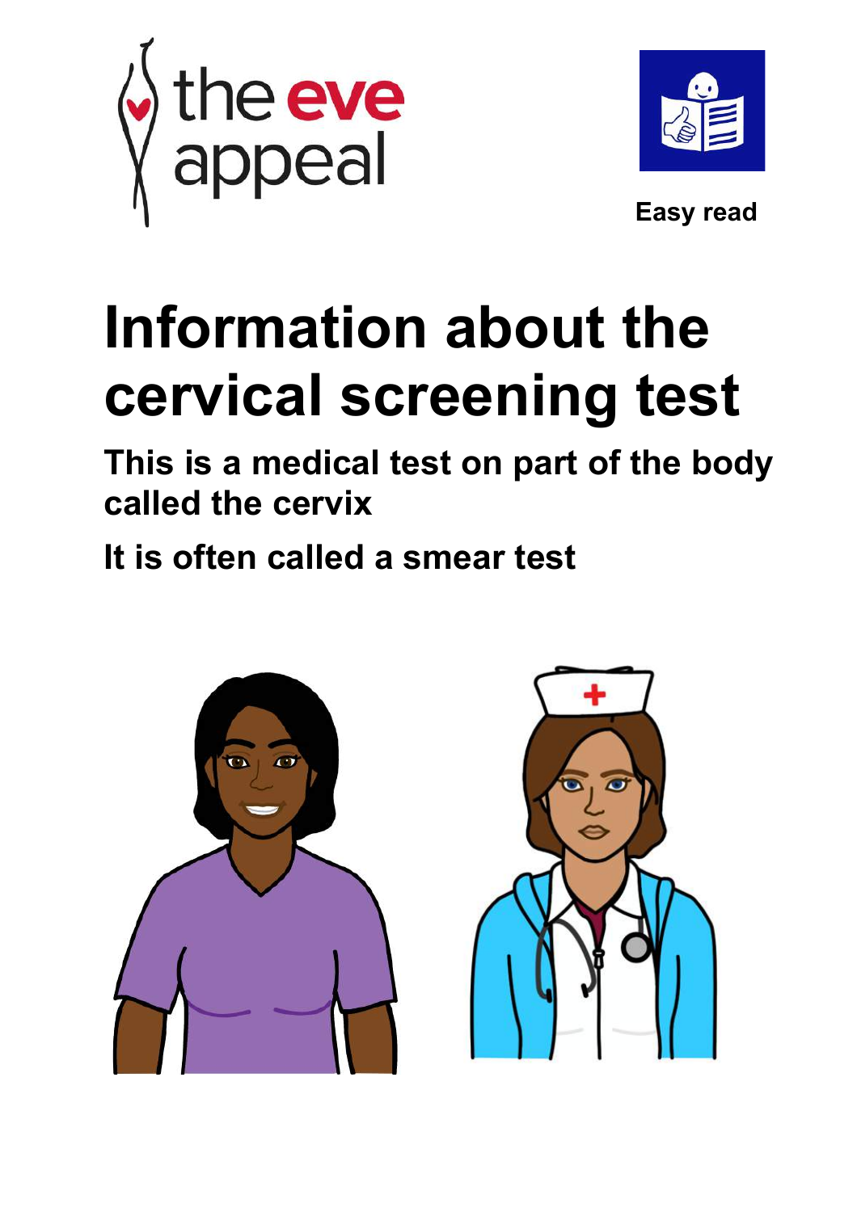the eve appeal

Easy read

# Information about the cervical screening test

**This is a medical test on part of the body called the cervix**

**It is often called a smear test**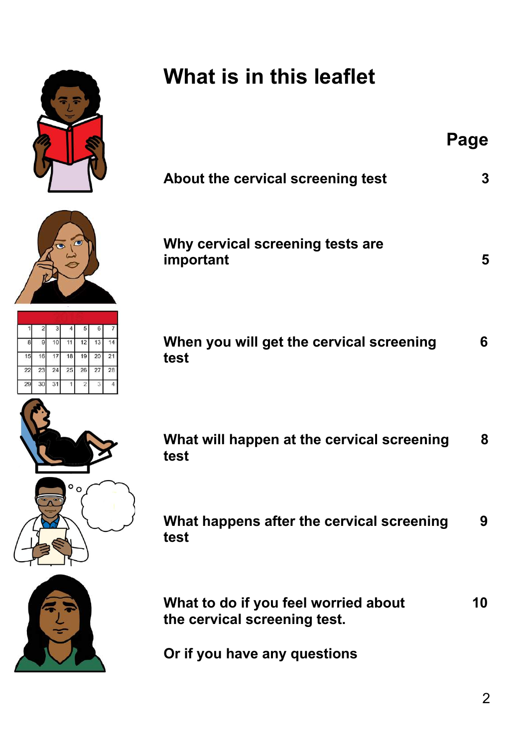# What is in this leaflet

| | Page |
|---|---|
| **About the cervical screening test** | **3** |
| **Why cervical screening tests are important** | **5** |
| **When you will get the cervical screening test** | **6** |
| **What will happen at the cervical screening test** | **8** |
| **What happens after the cervical screening test** | **9** |
| **What to do if you feel worried about the cervical screening test.**<br><br>**Or if you have any questions** | **10** |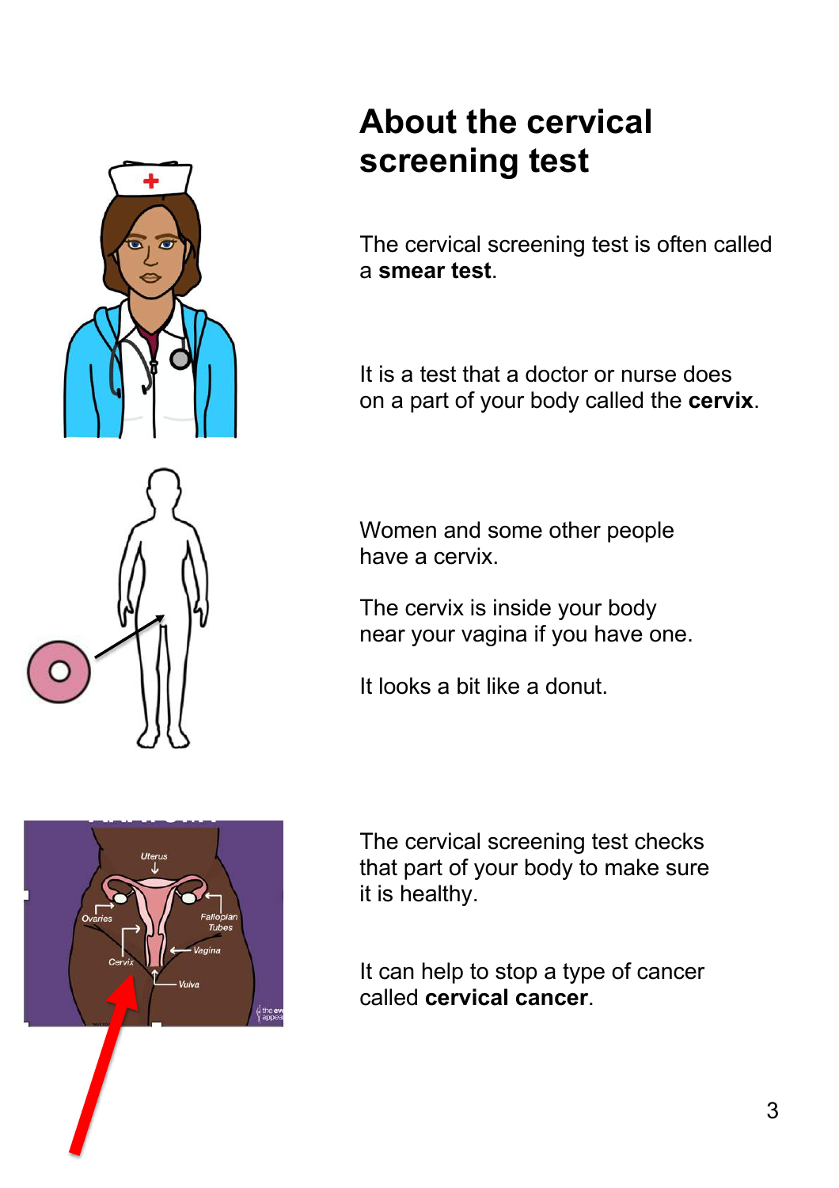# About the cervical screening test

The cervical screening test is often called a **smear test**.

It is a test that a doctor or nurse does on a part of your body called the **cervix**.

Women and some other people have a cervix.

The cervix is inside your body near your vagina if you have one.

It looks a bit like a donut.

The cervical screening test checks that part of your body to make sure it is healthy.

It can help to stop a type of cancer called **cervical cancer**.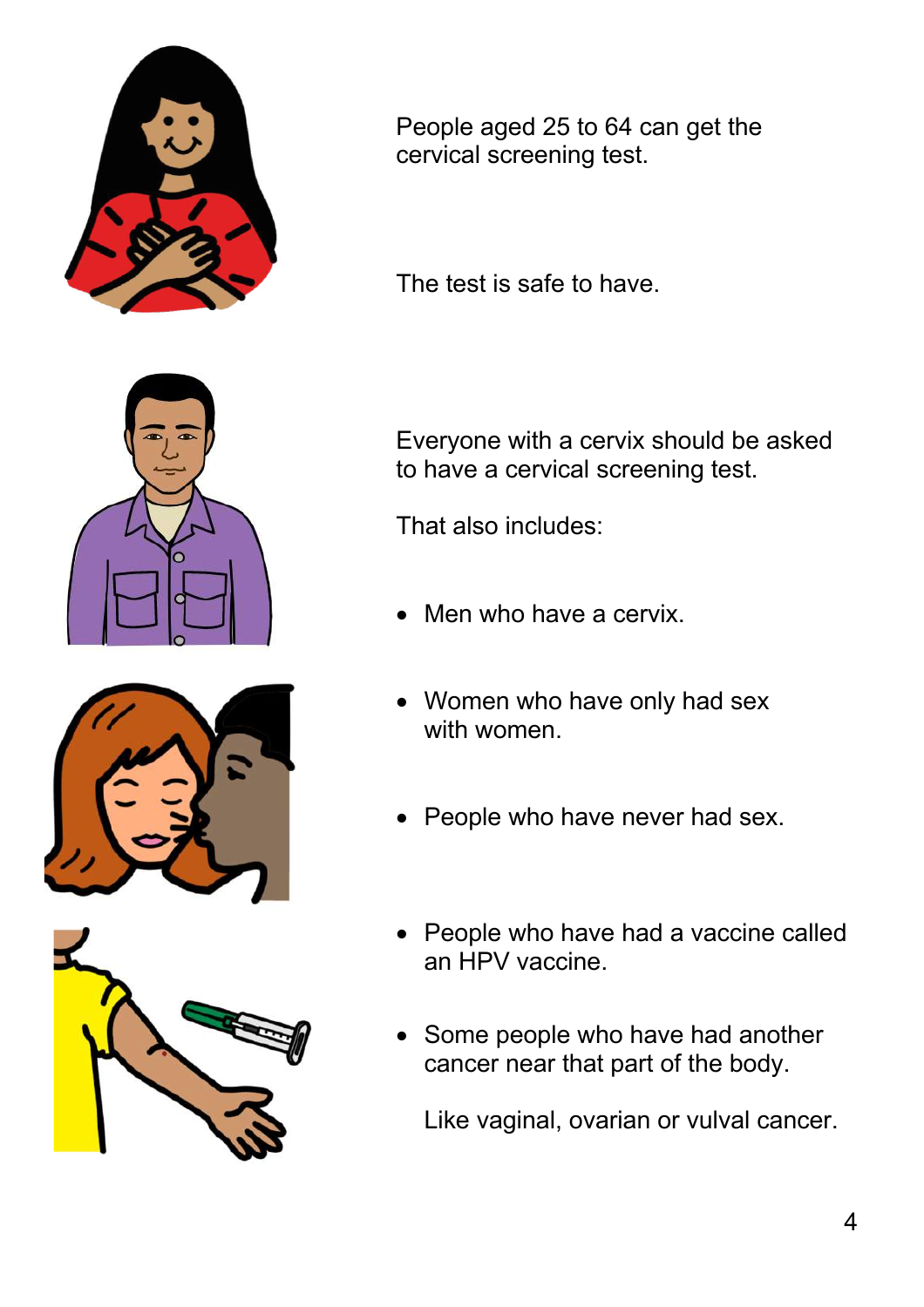People aged 25 to 64 can get the cervical screening test.

The test is safe to have.

Everyone with a cervix should be asked to have a cervical screening test.

That also includes:

- Men who have a cervix.
- Women who have only had sex with women.
- People who have never had sex.
- People who have had a vaccine called an HPV vaccine.
- Some people who have had another cancer near that part of the body.

  Like vaginal, ovarian or vulval cancer.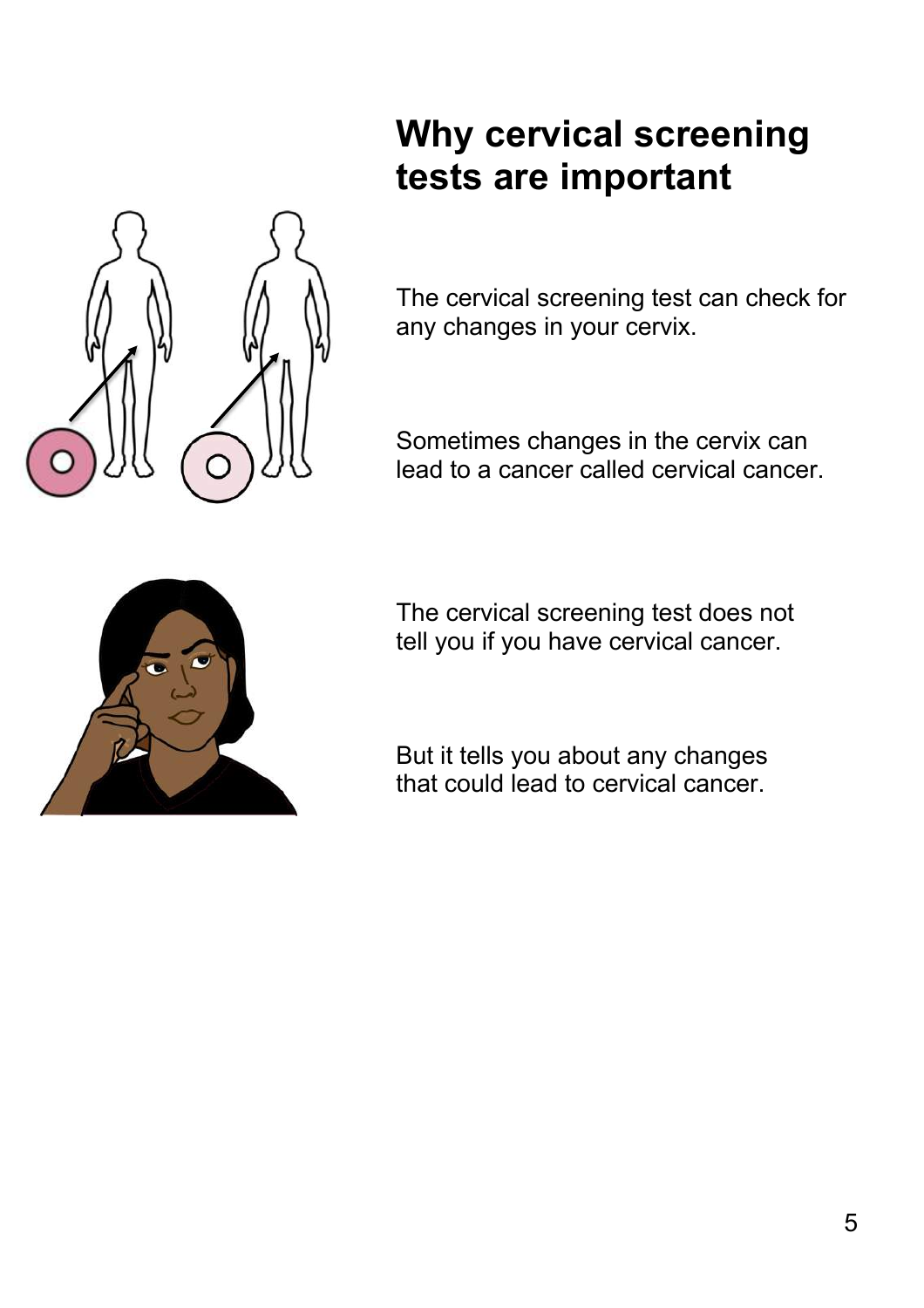## Why cervical screening tests are important

The cervical screening test can check for any changes in your cervix.

Sometimes changes in the cervix can lead to a cancer called cervical cancer.

The cervical screening test does not tell you if you have cervical cancer.

But it tells you about any changes that could lead to cervical cancer.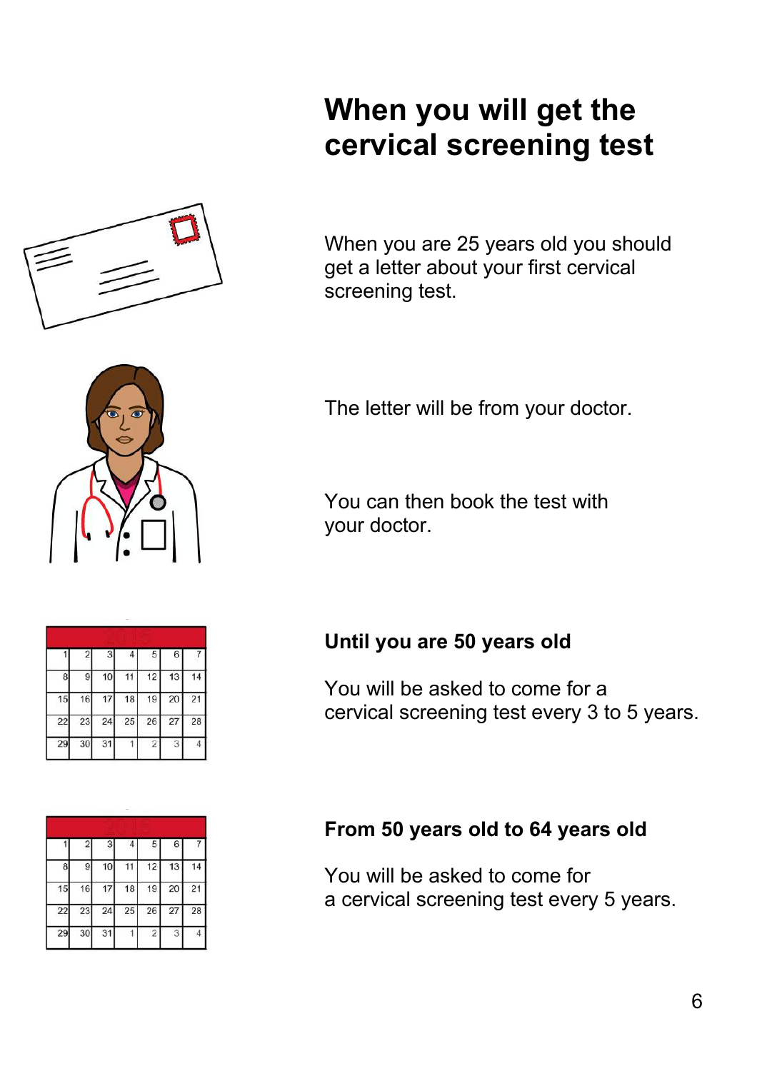# When you will get the cervical screening test

When you are 25 years old you should get a letter about your first cervical screening test.

The letter will be from your doctor.

You can then book the test with your doctor.

**Until you are 50 years old**

You will be asked to come for a cervical screening test every 3 to 5 years.

**From 50 years old to 64 years old**

You will be asked to come for a cervical screening test every 5 years.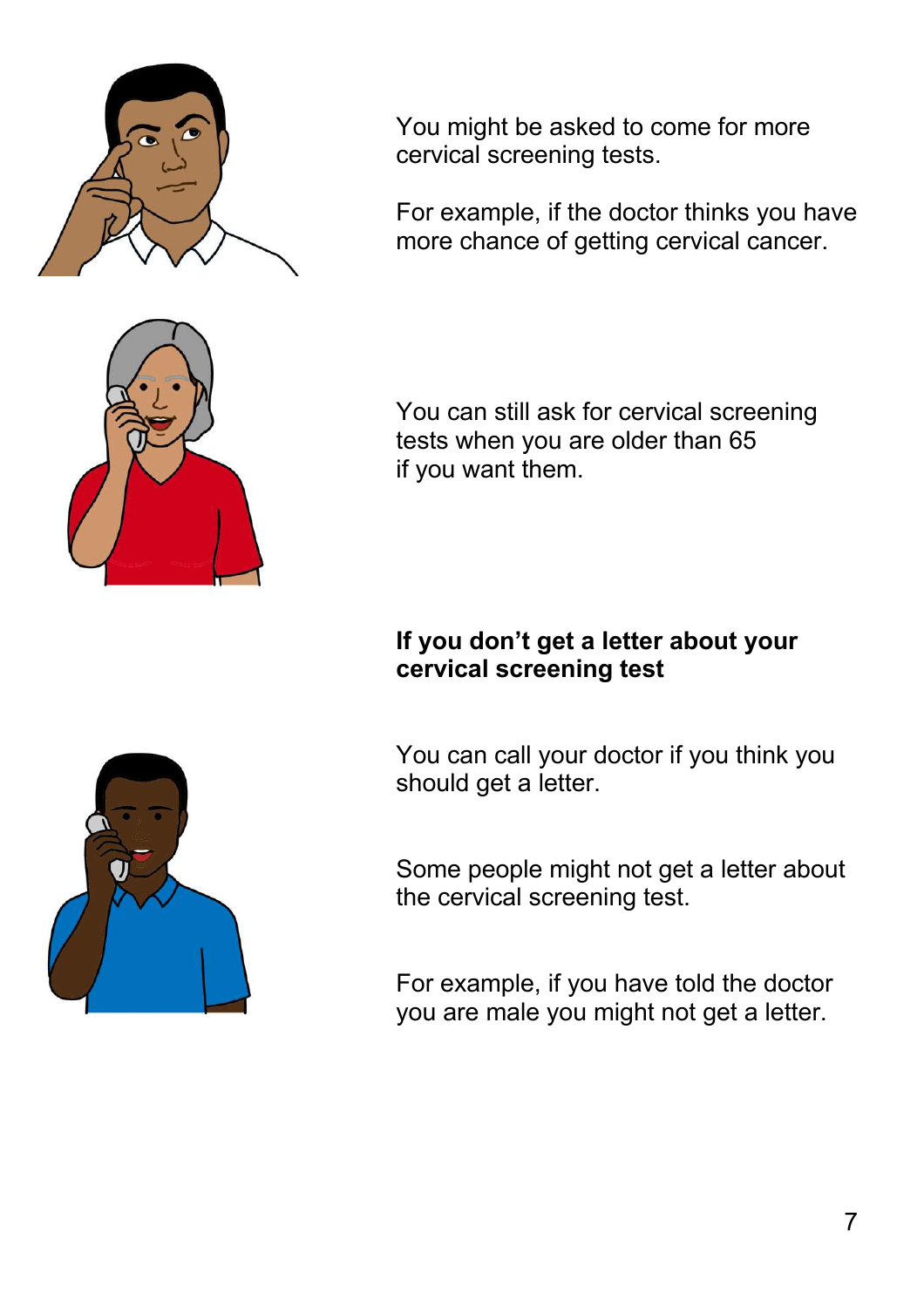You might be asked to come for more cervical screening tests.

For example, if the doctor thinks you have more chance of getting cervical cancer.

You can still ask for cervical screening tests when you are older than 65 if you want them.

**If you don't get a letter about your cervical screening test**

You can call your doctor if you think you should get a letter.

Some people might not get a letter about the cervical screening test.

For example, if you have told the doctor you are male you might not get a letter.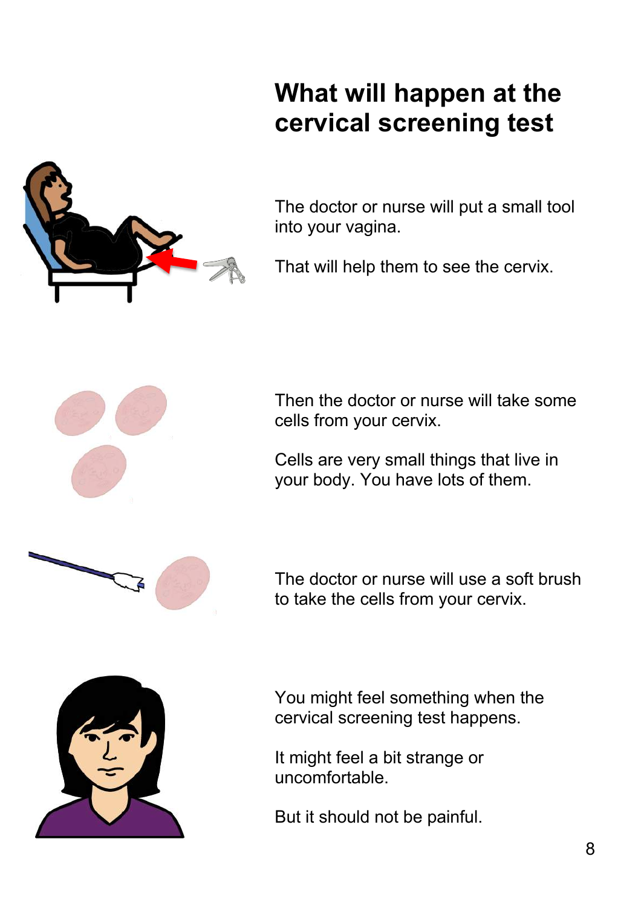# What will happen at the cervical screening test

The doctor or nurse will put a small tool into your vagina.

That will help them to see the cervix.

Then the doctor or nurse will take some cells from your cervix.

Cells are very small things that live in your body. You have lots of them.

The doctor or nurse will use a soft brush to take the cells from your cervix.

You might feel something when the cervical screening test happens.

It might feel a bit strange or uncomfortable.

But it should not be painful.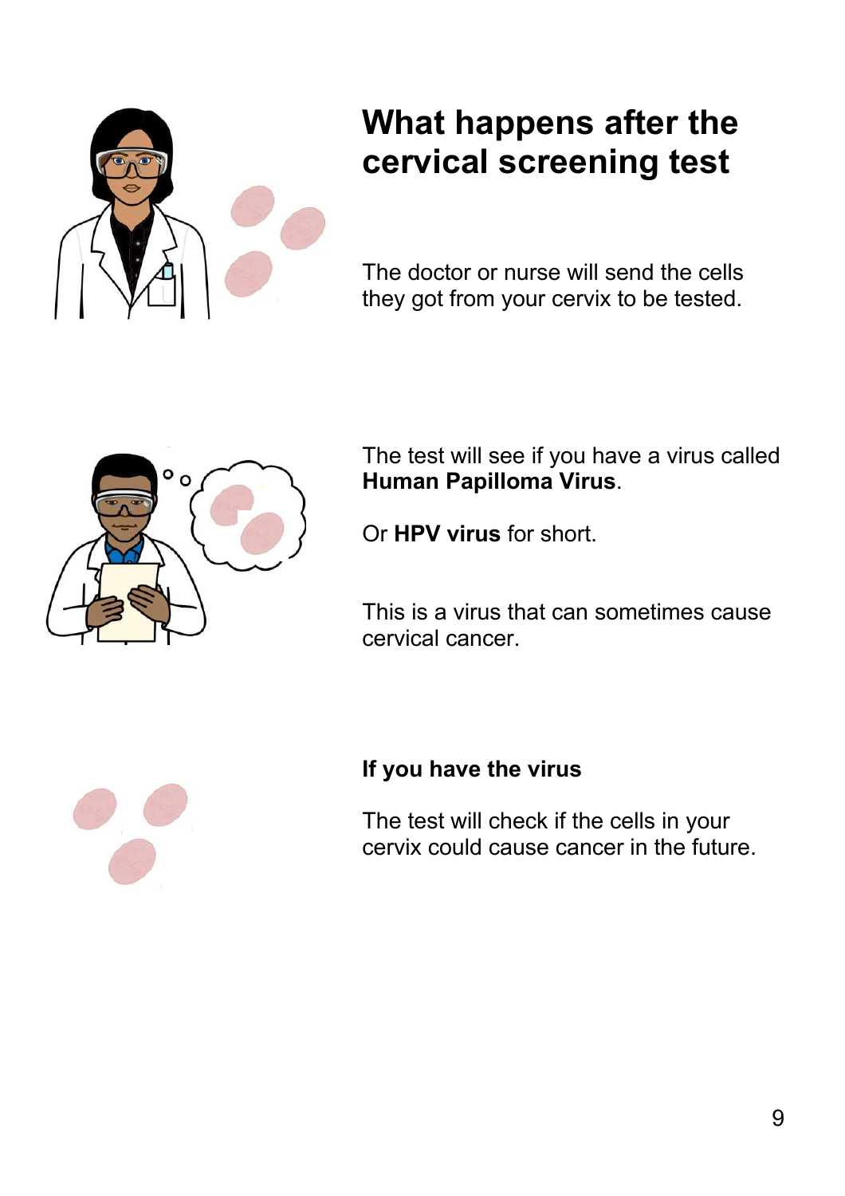# What happens after the cervical screening test

The doctor or nurse will send the cells they got from your cervix to be tested.

The test will see if you have a virus called **Human Papilloma Virus**.

Or **HPV virus** for short.

This is a virus that can sometimes cause cervical cancer.

**If you have the virus**

The test will check if the cells in your cervix could cause cancer in the future.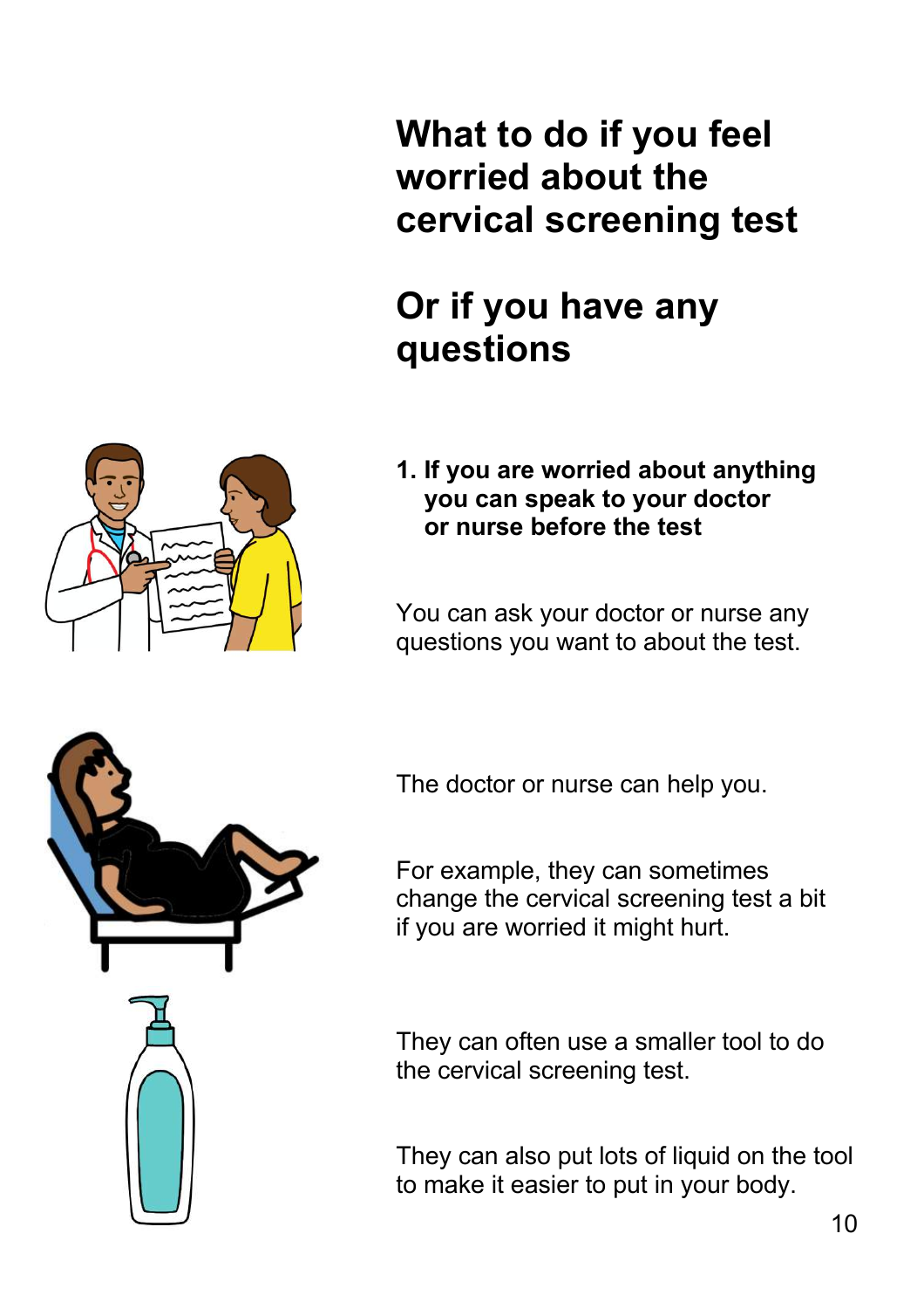# What to do if you feel worried about the cervical screening test

# Or if you have any questions

**1. If you are worried about anything you can speak to your doctor or nurse before the test**

You can ask your doctor or nurse any questions you want to about the test.

The doctor or nurse can help you.

For example, they can sometimes change the cervical screening test a bit if you are worried it might hurt.

They can often use a smaller tool to do the cervical screening test.

They can also put lots of liquid on the tool to make it easier to put in your body.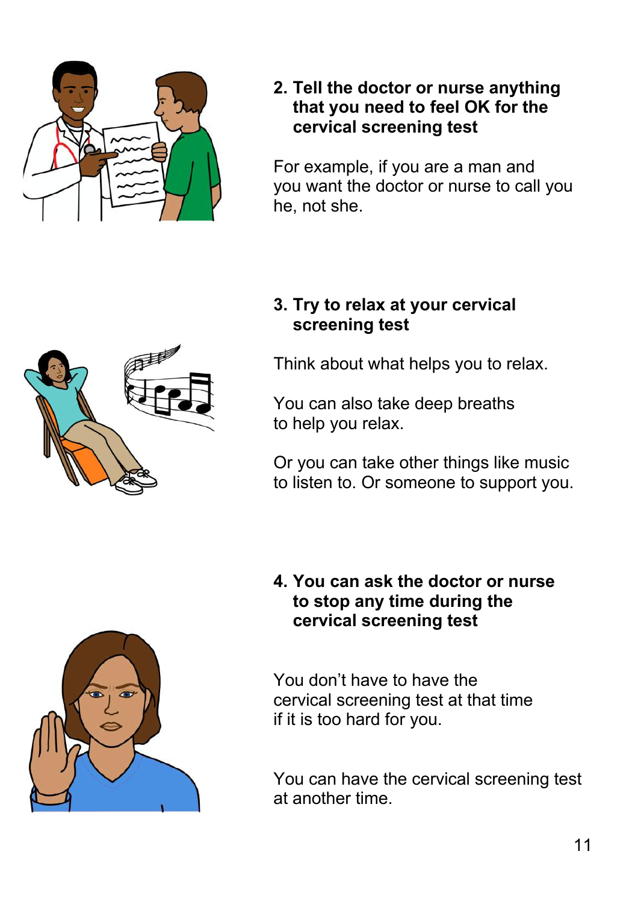## 2. Tell the doctor or nurse anything that you need to feel OK for the cervical screening test

For example, if you are a man and you want the doctor or nurse to call you he, not she.

## 3. Try to relax at your cervical screening test

Think about what helps you to relax.

You can also take deep breaths to help you relax.

Or you can take other things like music to listen to. Or someone to support you.

## 4. You can ask the doctor or nurse to stop any time during the cervical screening test

You don't have to have the cervical screening test at that time if it is too hard for you.

You can have the cervical screening test at another time.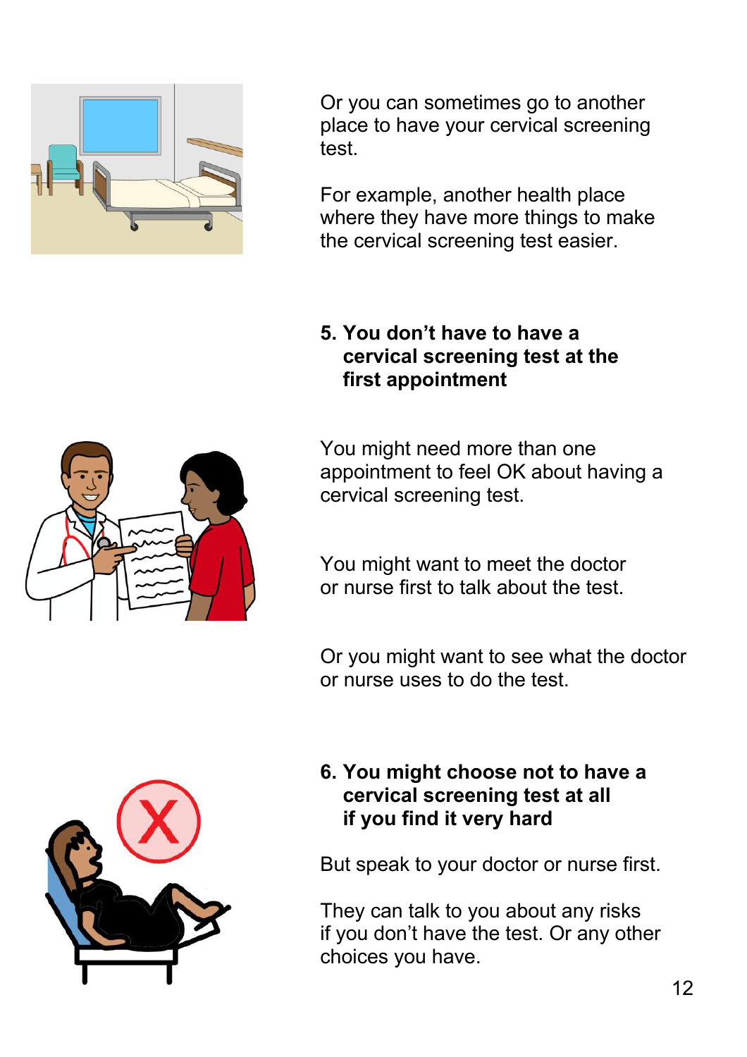Or you can sometimes go to another place to have your cervical screening test.

For example, another health place where they have more things to make the cervical screening test easier.

### 5. You don't have to have a cervical screening test at the first appointment

You might need more than one appointment to feel OK about having a cervical screening test.

You might want to meet the doctor or nurse first to talk about the test.

Or you might want to see what the doctor or nurse uses to do the test.

### 6. You might choose not to have a cervical screening test at all if you find it very hard

But speak to your doctor or nurse first.

They can talk to you about any risks if you don't have the test. Or any other choices you have.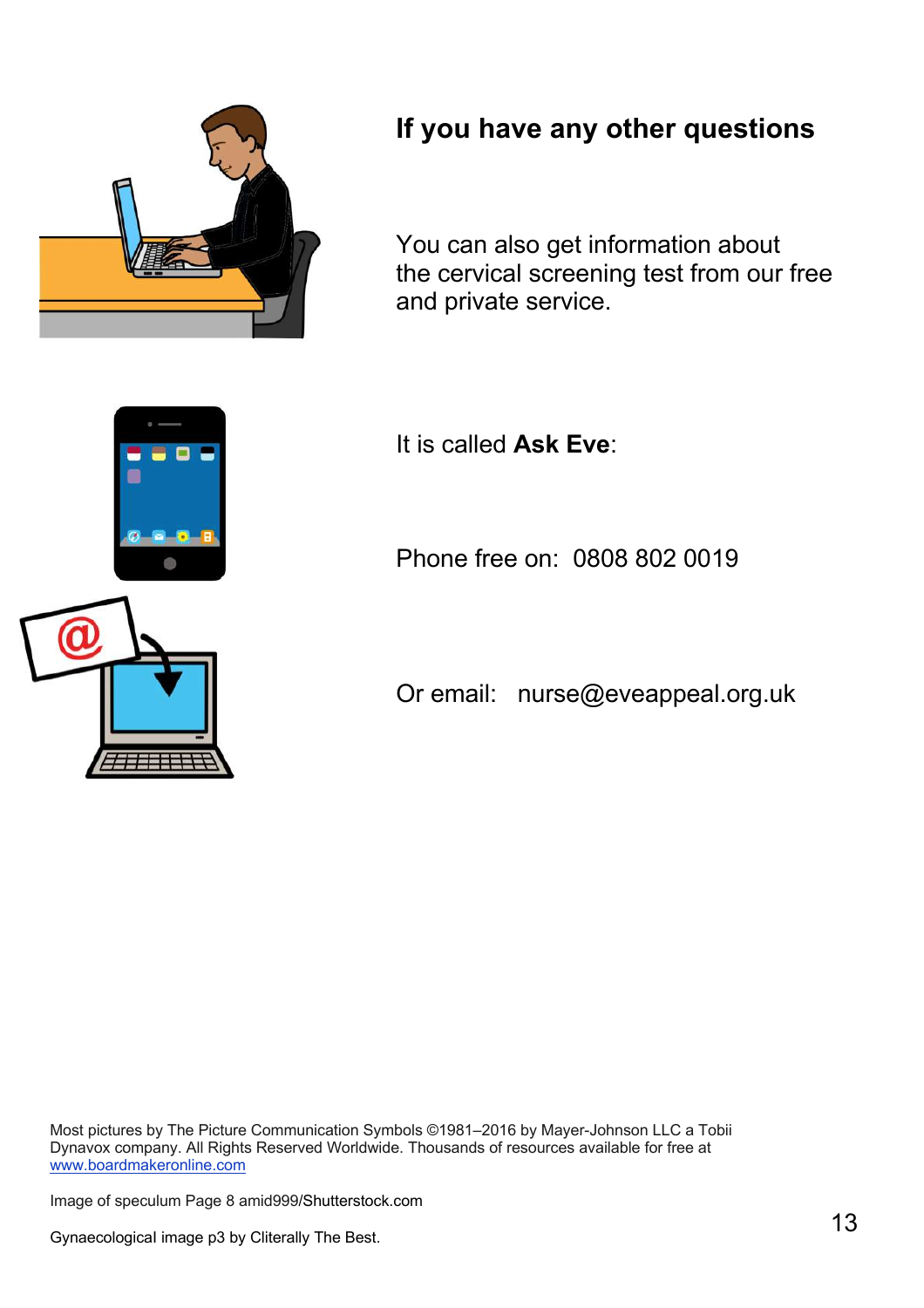## If you have any other questions

You can also get information about the cervical screening test from our free and private service.

It is called **Ask Eve**:

Phone free on: 0808 802 0019

Or email: nurse@eveappeal.org.uk

Most pictures by The Picture Communication Symbols ©1981–2016 by Mayer-Johnson LLC a Tobii Dynavox company. All Rights Reserved Worldwide. Thousands of resources available for free at www.boardmakeronline.com

Image of speculum Page 8 amid999/Shutterstock.com

Gynaecological image p3 by Cliterally The Best.